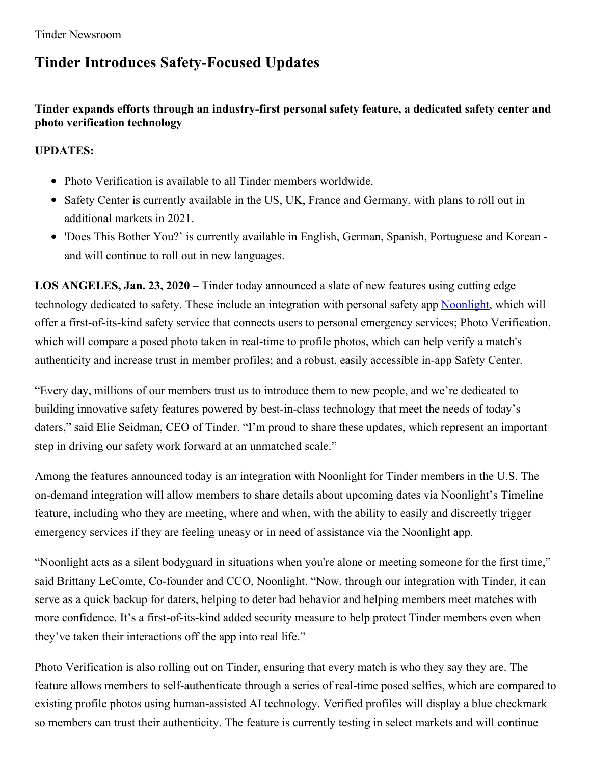Tinder Newsroom

# Tinder Introduces Safety-Focused Updates

**Tinder expands efforts through an industry-first personal safety feature, a dedicated safety center and photo verification technology**

**UPDATES:**

- Photo Verification is available to all Tinder members worldwide.
- Safety Center is currently available in the US, UK, France and Germany, with plans to roll out in additional markets in 2021.
- 'Does This Bother You?' is currently available in English, German, Spanish, Portuguese and Korean - and will continue to roll out in new languages.

**LOS ANGELES, Jan. 23, 2020** – Tinder today announced a slate of new features using cutting edge technology dedicated to safety. These include an integration with personal safety app [Noonlight](), which will offer a first-of-its-kind safety service that connects users to personal emergency services; Photo Verification, which will compare a posed photo taken in real-time to profile photos, which can help verify a match's authenticity and increase trust in member profiles; and a robust, easily accessible in-app Safety Center.

"Every day, millions of our members trust us to introduce them to new people, and we're dedicated to building innovative safety features powered by best-in-class technology that meet the needs of today's daters," said Elie Seidman, CEO of Tinder. "I'm proud to share these updates, which represent an important step in driving our safety work forward at an unmatched scale."

Among the features announced today is an integration with Noonlight for Tinder members in the U.S. The on-demand integration will allow members to share details about upcoming dates via Noonlight's Timeline feature, including who they are meeting, where and when, with the ability to easily and discreetly trigger emergency services if they are feeling uneasy or in need of assistance via the Noonlight app.

"Noonlight acts as a silent bodyguard in situations when you're alone or meeting someone for the first time," said Brittany LeComte, Co-founder and CCO, Noonlight. "Now, through our integration with Tinder, it can serve as a quick backup for daters, helping to deter bad behavior and helping members meet matches with more confidence. It's a first-of-its-kind added security measure to help protect Tinder members even when they've taken their interactions off the app into real life."

Photo Verification is also rolling out on Tinder, ensuring that every match is who they say they are. The feature allows members to self-authenticate through a series of real-time posed selfies, which are compared to existing profile photos using human-assisted AI technology. Verified profiles will display a blue checkmark so members can trust their authenticity. The feature is currently testing in select markets and will continue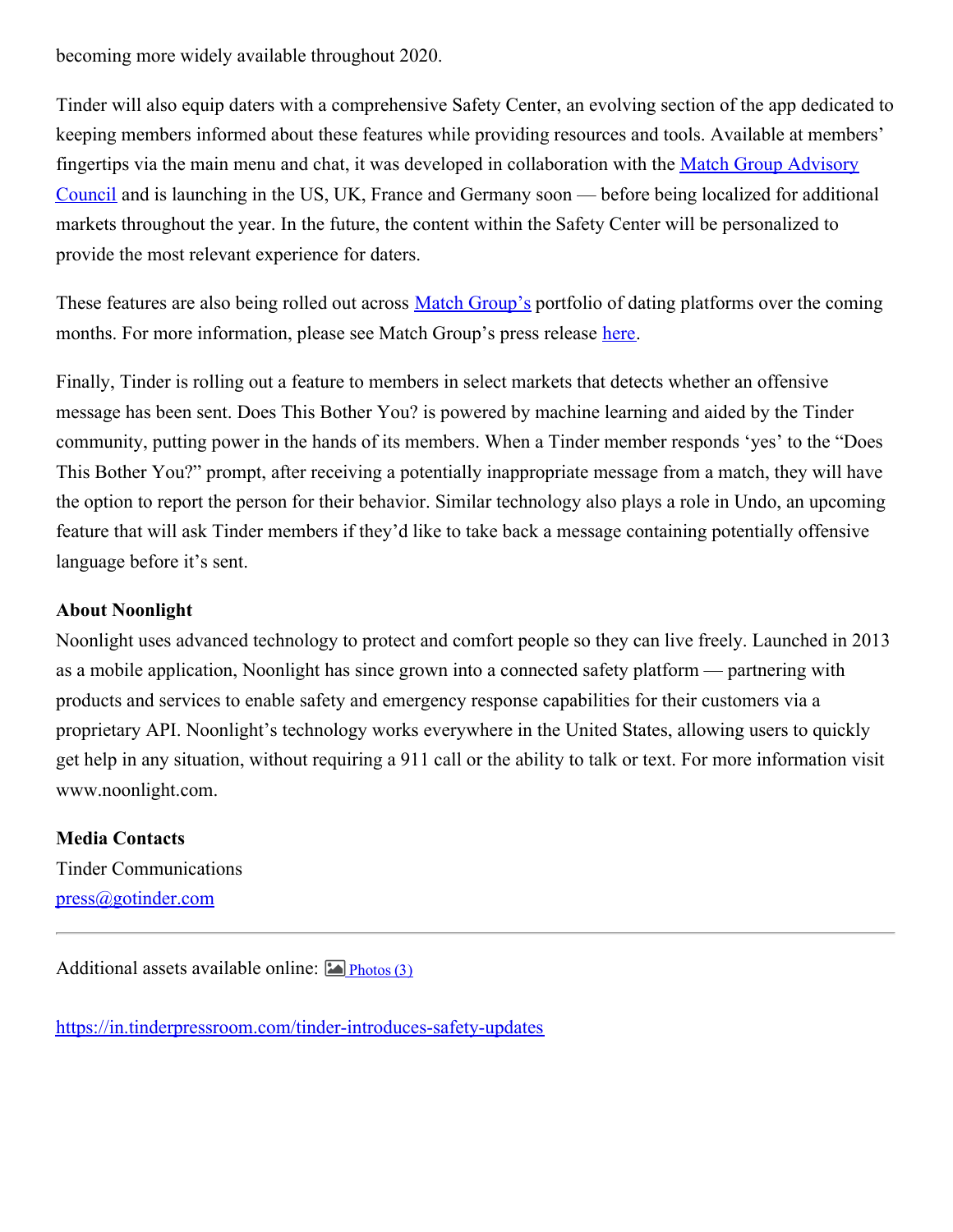becoming more widely available throughout 2020.

Tinder will also equip daters with a comprehensive Safety Center, an evolving section of the app dedicated to keeping members informed about these features while providing resources and tools. Available at members' fingertips via the main menu and chat, it was developed in collaboration with the [Match Group Advisory Council](#) and is launching in the US, UK, France and Germany soon — before being localized for additional markets throughout the year. In the future, the content within the Safety Center will be personalized to provide the most relevant experience for daters.

These features are also being rolled out across [Match Group's](#) portfolio of dating platforms over the coming months. For more information, please see Match Group's press release [here](#).

Finally, Tinder is rolling out a feature to members in select markets that detects whether an offensive message has been sent. Does This Bother You? is powered by machine learning and aided by the Tinder community, putting power in the hands of its members. When a Tinder member responds 'yes' to the "Does This Bother You?" prompt, after receiving a potentially inappropriate message from a match, they will have the option to report the person for their behavior. Similar technology also plays a role in Undo, an upcoming feature that will ask Tinder members if they'd like to take back a message containing potentially offensive language before it's sent.

**About Noonlight**

Noonlight uses advanced technology to protect and comfort people so they can live freely. Launched in 2013 as a mobile application, Noonlight has since grown into a connected safety platform — partnering with products and services to enable safety and emergency response capabilities for their customers via a proprietary API. Noonlight's technology works everywhere in the United States, allowing users to quickly get help in any situation, without requiring a 911 call or the ability to talk or text. For more information visit www.noonlight.com.

**Media Contacts**

Tinder Communications
press@gotinder.com

---

Additional assets available online: Photos (3)

https://in.tinderpressroom.com/tinder-introduces-safety-updates